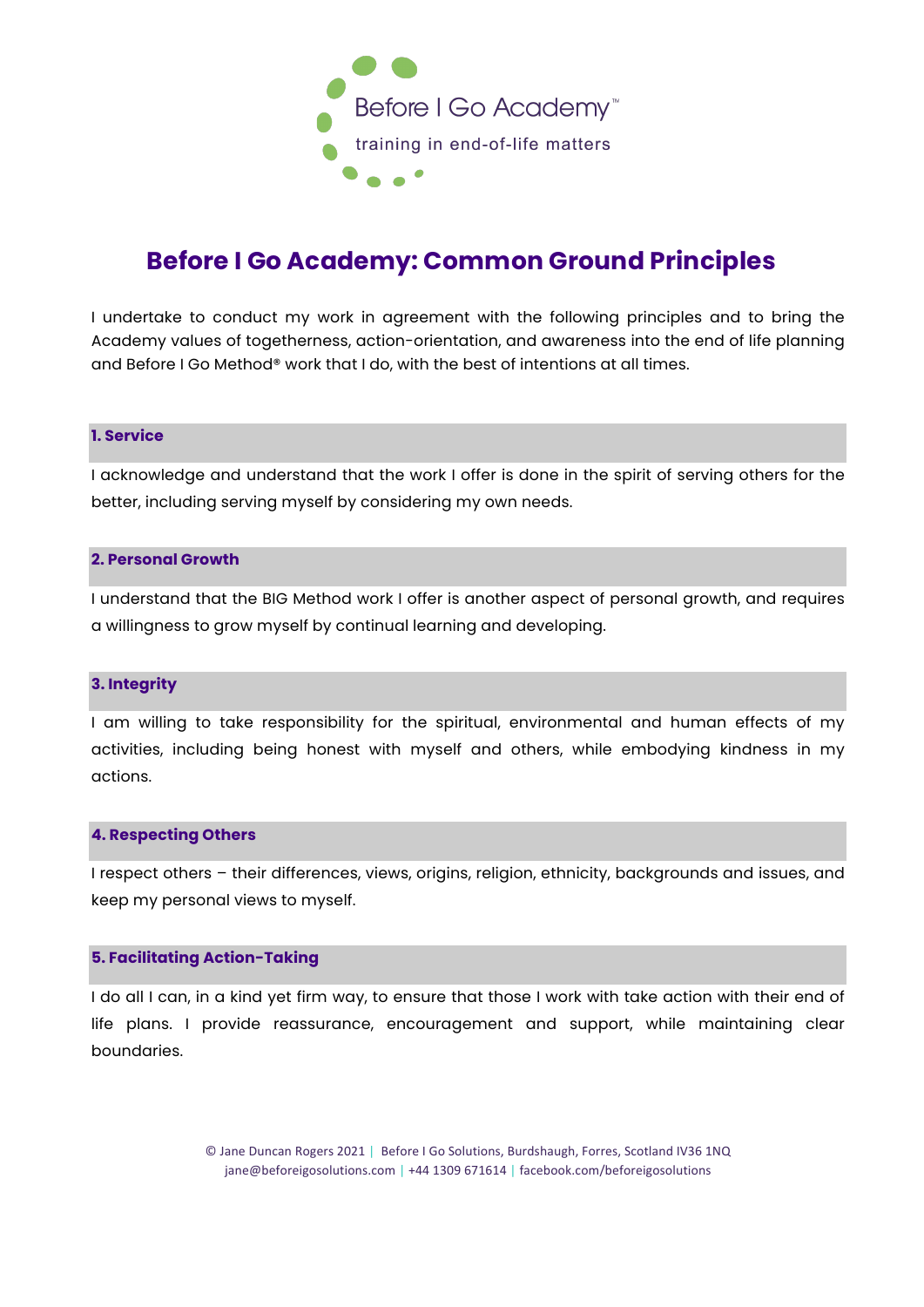Before I Go Academy™

training in end-of-life matters

# Before I Go Academy: Common Ground Principles

I undertake to conduct my work in agreement with the following principles and to bring the Academy values of togetherness, action-orientation, and awareness into the end of life planning and Before I Go Method® work that I do, with the best of intentions at all times.

## 1. Service

I acknowledge and understand that the work I offer is done in the spirit of serving others for the better, including serving myself by considering my own needs.

## 2. Personal Growth

I understand that the BIG Method work I offer is another aspect of personal growth, and requires a willingness to grow myself by continual learning and developing.

## 3. Integrity

I am willing to take responsibility for the spiritual, environmental and human effects of my activities, including being honest with myself and others, while embodying kindness in my actions.

## 4. Respecting Others

I respect others – their differences, views, origins, religion, ethnicity, backgrounds and issues, and keep my personal views to myself.

## 5. Facilitating Action-Taking

I do all I can, in a kind yet firm way, to ensure that those I work with take action with their end of life plans. I provide reassurance, encouragement and support, while maintaining clear boundaries.

© Jane Duncan Rogers 2021 | Before I Go Solutions, Burdshaugh, Forres, Scotland IV36 1NQ
jane@beforeigosolutions.com | +44 1309 671614 | facebook.com/beforeigosolutions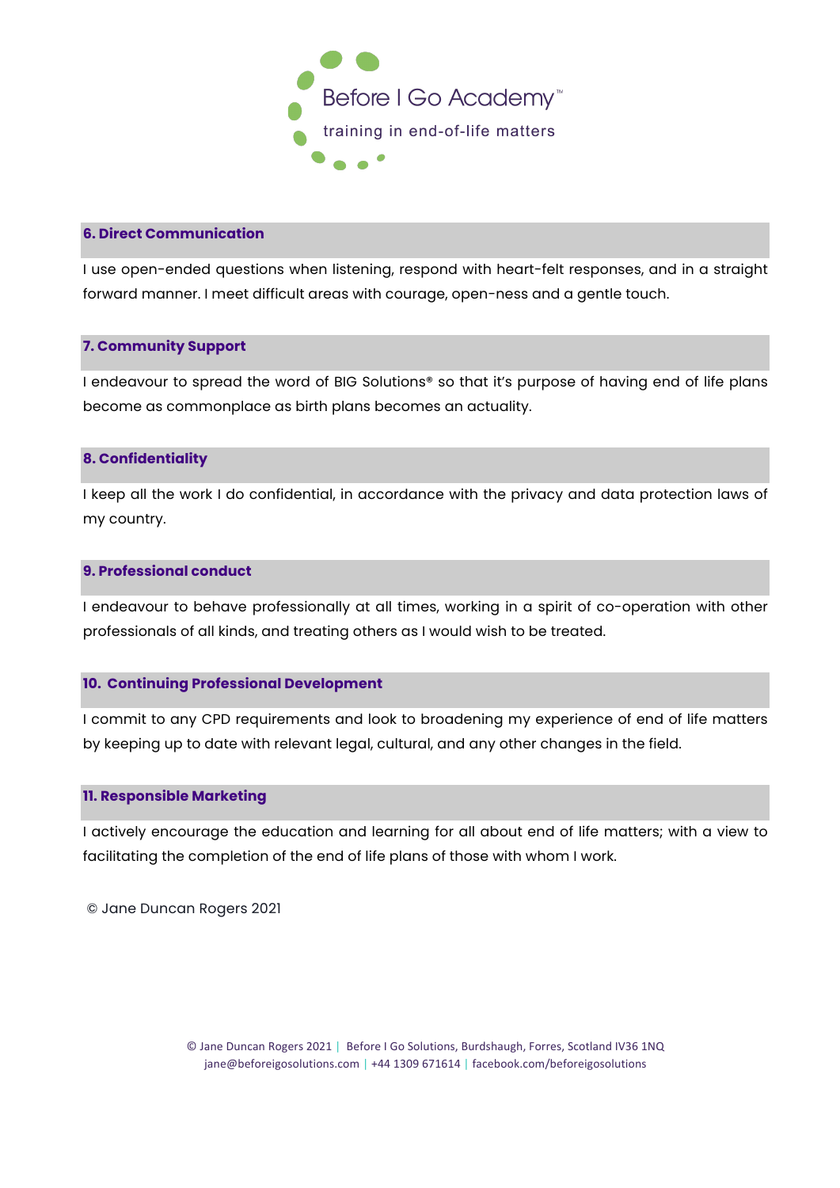### 6. Direct Communication

I use open-ended questions when listening, respond with heart-felt responses, and in a straight forward manner. I meet difficult areas with courage, open-ness and a gentle touch.

### 7. Community Support

I endeavour to spread the word of BIG Solutions® so that it's purpose of having end of life plans become as commonplace as birth plans becomes an actuality.

### 8. Confidentiality

I keep all the work I do confidential, in accordance with the privacy and data protection laws of my country.

### 9. Professional conduct

I endeavour to behave professionally at all times, working in a spirit of co-operation with other professionals of all kinds, and treating others as I would wish to be treated.

### 10. Continuing Professional Development

I commit to any CPD requirements and look to broadening my experience of end of life matters by keeping up to date with relevant legal, cultural, and any other changes in the field.

### 11. Responsible Marketing

I actively encourage the education and learning for all about end of life matters; with a view to facilitating the completion of the end of life plans of those with whom I work.

© Jane Duncan Rogers 2021